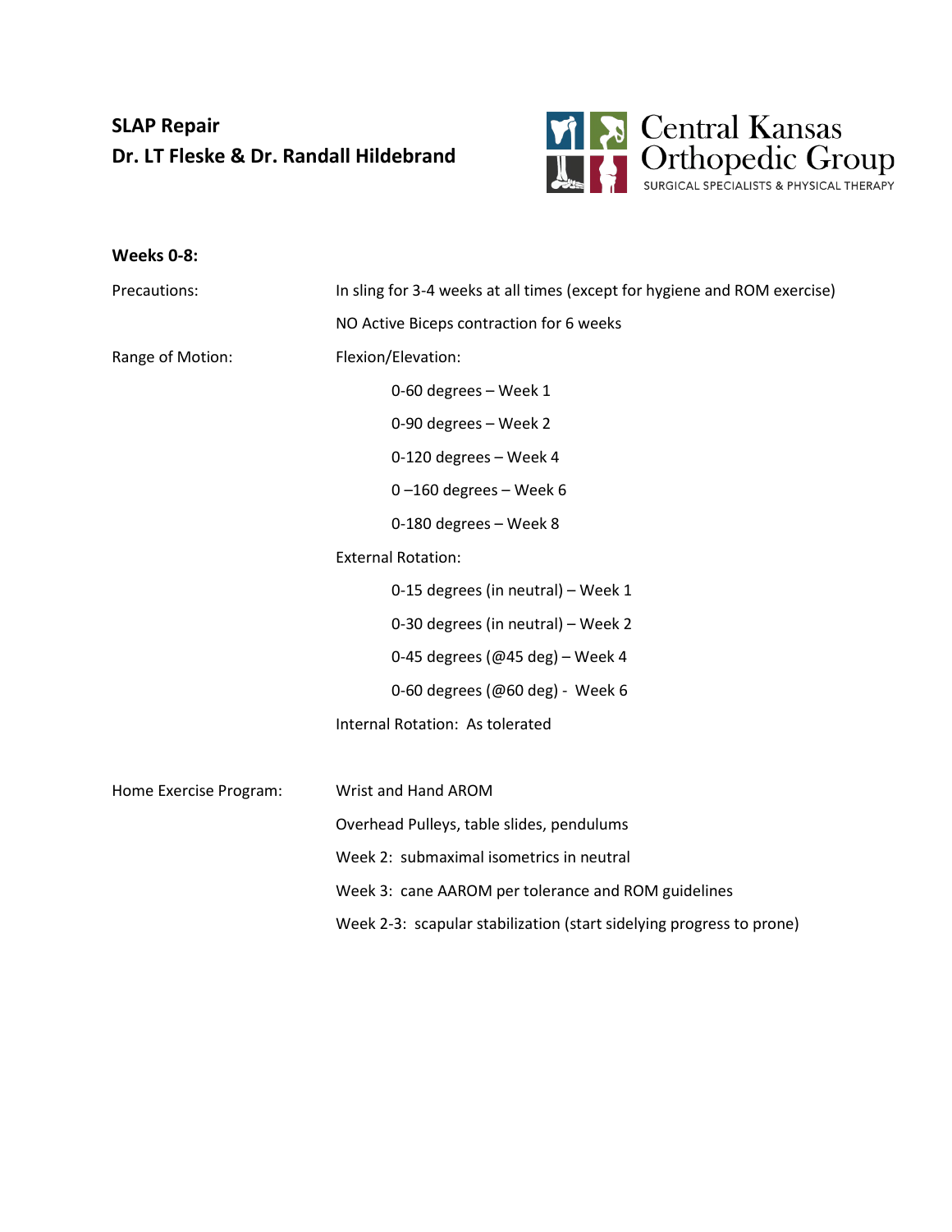# SLAP Repair

**Dr. LT Fleske & Dr. Randall Hildebrand**

Central Kansas Orthopedic Group
SURGICAL SPECIALISTS & PHYSICAL THERAPY

## Weeks 0-8:

**Precautions:**

- In sling for 3-4 weeks at all times (except for hygiene and ROM exercise)
- NO Active Biceps contraction for 6 weeks

**Range of Motion:**

Flexion/Elevation:

- 0-60 degrees – Week 1
- 0-90 degrees – Week 2
- 0-120 degrees – Week 4
- 0 –160 degrees – Week 6
- 0-180 degrees – Week 8

External Rotation:

- 0-15 degrees (in neutral) – Week 1
- 0-30 degrees (in neutral) – Week 2
- 0-45 degrees (@45 deg) – Week 4
- 0-60 degrees (@60 deg) - Week 6

Internal Rotation: As tolerated

**Home Exercise Program:**

- Wrist and Hand AROM
- Overhead Pulleys, table slides, pendulums
- Week 2: submaximal isometrics in neutral
- Week 3: cane AAROM per tolerance and ROM guidelines
- Week 2-3: scapular stabilization (start sidelying progress to prone)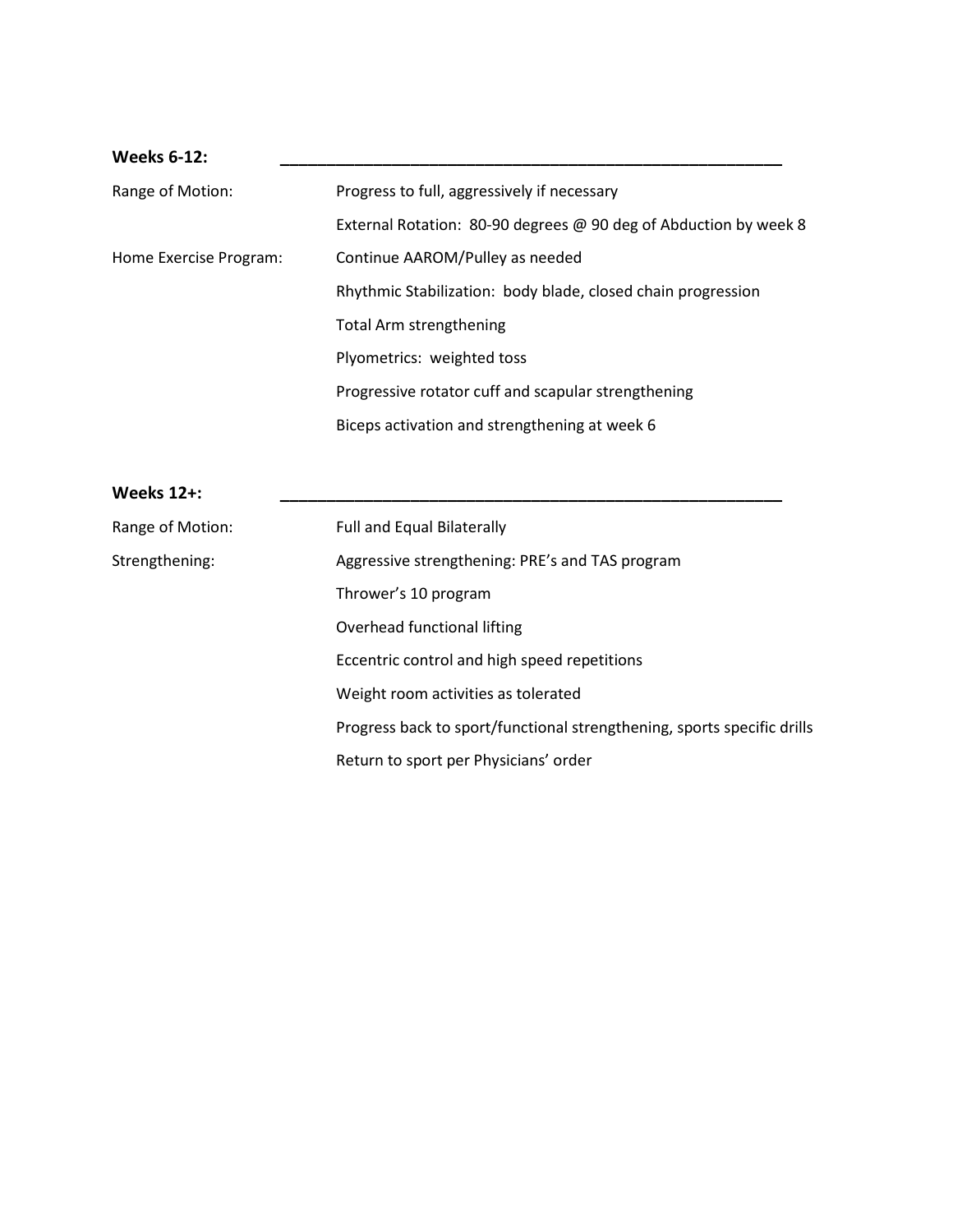**Weeks 6-12:** \_\_\_\_\_\_\_\_\_\_\_\_\_\_\_\_\_\_\_\_\_\_\_\_\_\_\_\_\_\_\_\_\_\_\_\_\_\_\_\_\_\_\_\_\_\_\_\_\_\_\_\_\_\_\_\_\_\_

| | |
|---|---|
| Range of Motion: | Progress to full, aggressively if necessary |
| | External Rotation: 80-90 degrees @ 90 deg of Abduction by week 8 |
| Home Exercise Program: | Continue AAROM/Pulley as needed |
| | Rhythmic Stabilization: body blade, closed chain progression |
| | Total Arm strengthening |
| | Plyometrics: weighted toss |
| | Progressive rotator cuff and scapular strengthening |
| | Biceps activation and strengthening at week 6 |

**Weeks 12+:** \_\_\_\_\_\_\_\_\_\_\_\_\_\_\_\_\_\_\_\_\_\_\_\_\_\_\_\_\_\_\_\_\_\_\_\_\_\_\_\_\_\_\_\_\_\_\_\_\_\_\_\_\_\_\_\_\_\_

| | |
|---|---|
| Range of Motion: | Full and Equal Bilaterally |
| Strengthening: | Aggressive strengthening: PRE's and TAS program |
| | Thrower's 10 program |
| | Overhead functional lifting |
| | Eccentric control and high speed repetitions |
| | Weight room activities as tolerated |
| | Progress back to sport/functional strengthening, sports specific drills |
| | Return to sport per Physicians' order |